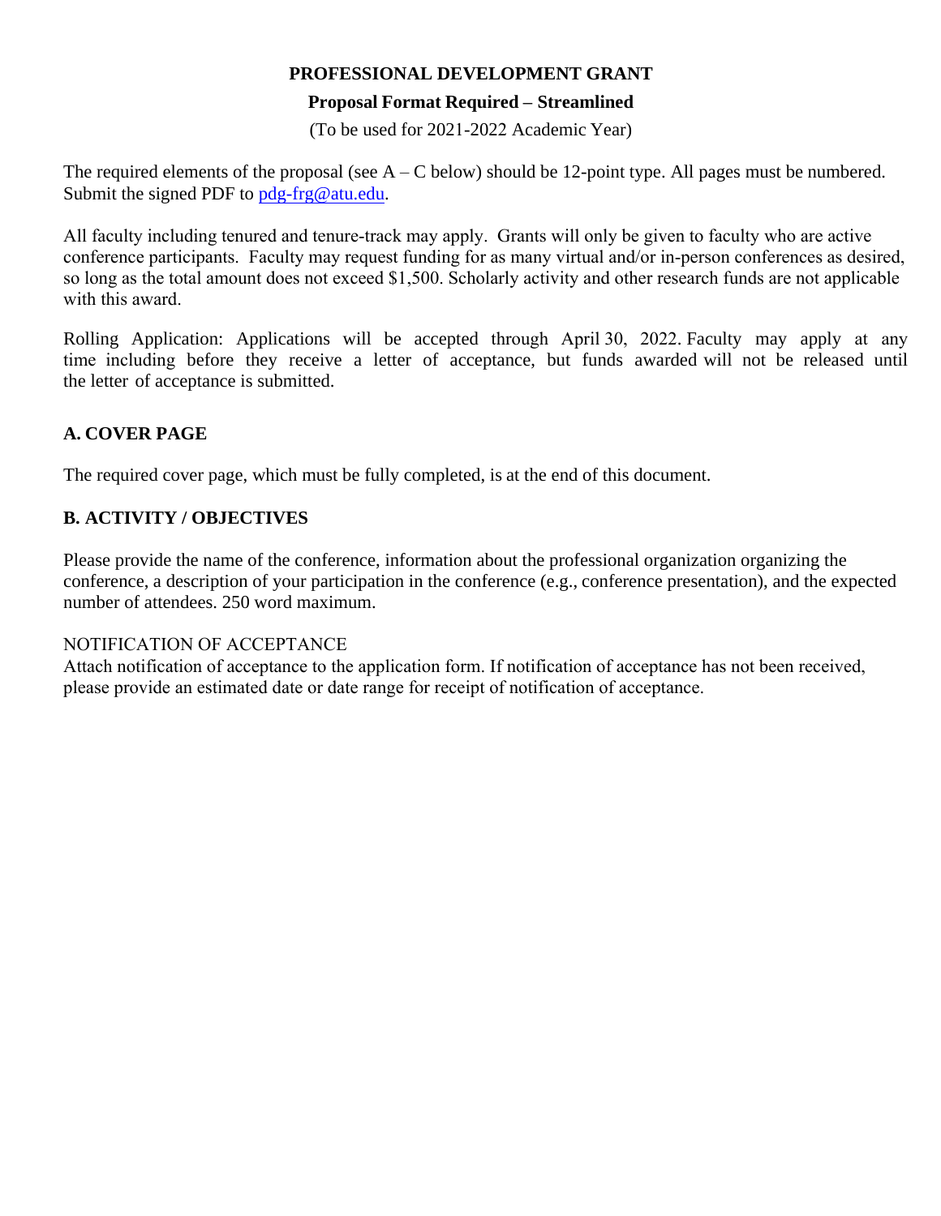# PROFESSIONAL DEVELOPMENT GRANT

**Proposal Format Required – Streamlined**

(To be used for 2021-2022 Academic Year)

The required elements of the proposal (see A – C below) should be 12-point type. All pages must be numbered. Submit the signed PDF to pdg-frg@atu.edu.

All faculty including tenured and tenure-track may apply. Grants will only be given to faculty who are active conference participants. Faculty may request funding for as many virtual and/or in-person conferences as desired, so long as the total amount does not exceed $1,500. Scholarly activity and other research funds are not applicable with this award.

Rolling Application: Applications will be accepted through April 30, 2022. Faculty may apply at any time including before they receive a letter of acceptance, but funds awarded will not be released until the letter of acceptance is submitted.

## A. COVER PAGE

The required cover page, which must be fully completed, is at the end of this document.

## B. ACTIVITY / OBJECTIVES

Please provide the name of the conference, information about the professional organization organizing the conference, a description of your participation in the conference (e.g., conference presentation), and the expected number of attendees. 250 word maximum.

NOTIFICATION OF ACCEPTANCE

Attach notification of acceptance to the application form. If notification of acceptance has not been received, please provide an estimated date or date range for receipt of notification of acceptance.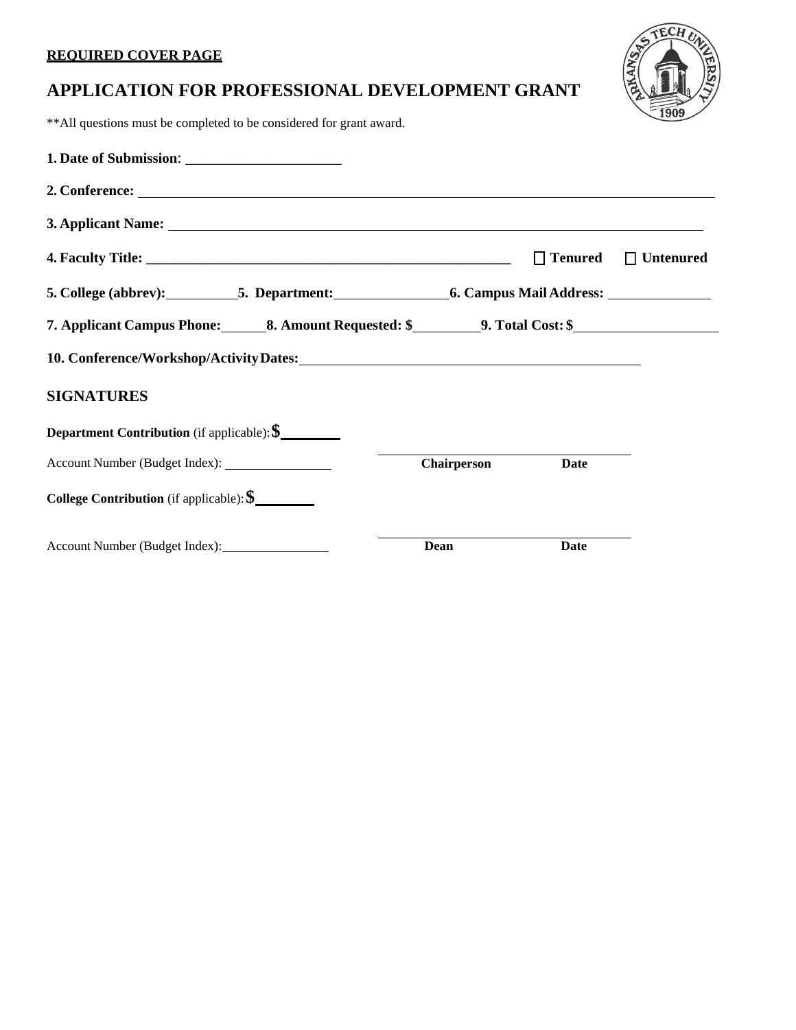**REQUIRED COVER PAGE**

# APPLICATION FOR PROFESSIONAL DEVELOPMENT GRANT

**All questions must be completed to be considered for grant award.

**1. Date of Submission**: ______________________

**2. Conference:** ______________________

**3. Applicant Name:** ______________________

**4. Faculty Title: ______________________** ☐ **Tenured** ☐ **Untenured**

**5. College (abbrev):** __________ **5. Department:** ________________ **6. Campus Mail Address:** ______________

**7. Applicant Campus Phone:** ______ **8. Amount Requested: $** _________ **9. Total Cost: $** ____________________

**10. Conference/Workshop/Activity Dates:** ______________________

## SIGNATURES

**Department Contribution** (if applicable): **$** ________

Account Number (Budget Index): ________________ ______________________ **Chairperson** **Date**

**College Contribution** (if applicable): **$** ________

Account Number (Budget Index): ________________ ______________________ **Dean** **Date**